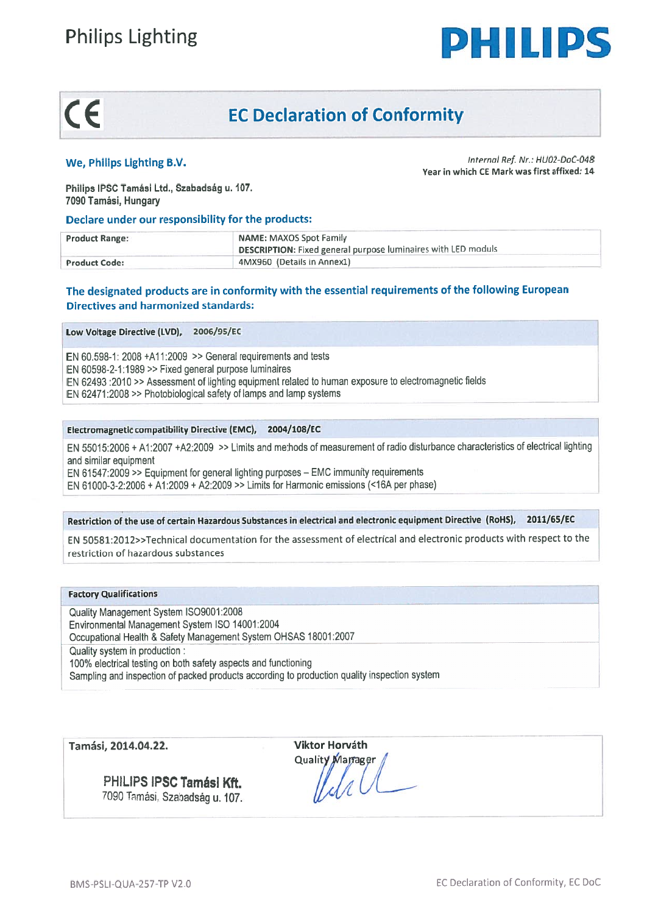Philips Lighting

PHILIPS

# EC Declaration of Conformity

**We, Philips Lighting B.V.**

*Internal Ref. Nr.: HU02-DoC-048*
**Year in which CE Mark was first affixed: 14**

**Philips IPSC Tamási Ltd., Szabadság u. 107.**
**7090 Tamási, Hungary**

## Declare under our responsibility for the products:

| | |
|---|---|
| **Product Range:** | **NAME:** MAXOS Spot Family<br>**DESCRIPTION:** Fixed general purpose luminaires with LED moduls |
| **Product Code:** | 4MX960 (Details in Annex1) |

## The designated products are in conformity with the essential requirements of the following European Directives and harmonized standards:

**Low Voltage Directive (LVD), 2006/95/EC**

EN 60.598-1: 2008 +A11:2009 >> General requirements and tests
EN 60598-2-1:1989 >> Fixed general purpose luminaires
EN 62493 :2010 >> Assessment of lighting equipment related to human exposure to electromagnetic fields
EN 62471:2008 >> Photobiological safety of lamps and lamp systems

**Electromagnetic compatibility Directive (EMC), 2004/108/EC**

EN 55015:2006 + A1:2007 +A2:2009 >> Limits and methods of measurement of radio disturbance characteristics of electrical lighting and similar equipment
EN 61547:2009 >> Equipment for general lighting purposes – EMC immunity requirements
EN 61000-3-2:2006 + A1:2009 + A2:2009 >> Limits for Harmonic emissions (<16A per phase)

**Restriction of the use of certain Hazardous Substances in electrical and electronic equipment Directive (RoHS), 2011/65/EC**

EN 50581:2012>>Technical documentation for the assessment of electrical and electronic products with respect to the restriction of hazardous substances

**Factory Qualifications**

Quality Management System ISO9001:2008
Environmental Management System ISO 14001:2004
Occupational Health & Safety Management System OHSAS 18001:2007
Quality system in production :
100% electrical testing on both safety aspects and functioning
Sampling and inspection of packed products according to production quality inspection system

**Tamási, 2014.04.22.**

PHILIPS IPSC Tamási Kft.
7090 Tamási, Szabadság u. 107.

**Viktor Horváth**
Quality Manager

BMS-PSLI-QUA-257-TP V2.0

EC Declaration of Conformity, EC DoC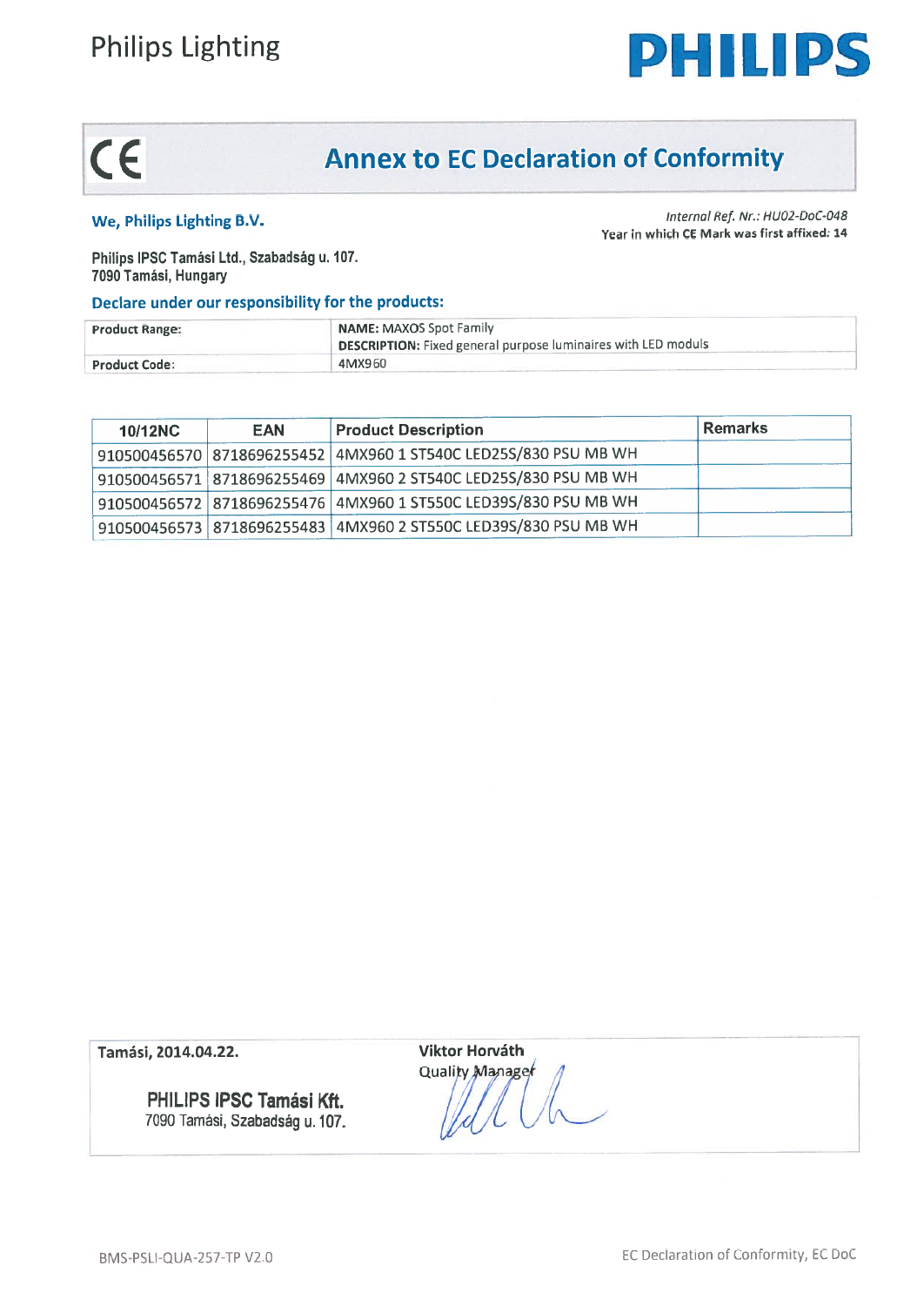Philips Lighting

PHILIPS

# Annex to EC Declaration of Conformity

**We, Philips Lighting B.V.**

*Internal Ref. Nr.: HU02-DoC-048*
Year in which CE Mark was first affixed: 14

**Philips IPSC Tamási Ltd., Szabadság u. 107.**
**7090 Tamási, Hungary**

**Declare under our responsibility for the products:**

| | |
|---|---|
| **Product Range:** | **NAME:** MAXOS Spot Family<br>**DESCRIPTION:** Fixed general purpose luminaires with LED moduls |
| **Product Code:** | 4MX960 |

| 10/12NC | EAN | Product Description | Remarks |
|---|---|---|---|
| 910500456570 | 8718696255452 | 4MX960 1 ST540C LED25S/830 PSU MB WH | |
| 910500456571 | 8718696255469 | 4MX960 2 ST540C LED25S/830 PSU MB WH | |
| 910500456572 | 8718696255476 | 4MX960 1 ST550C LED39S/830 PSU MB WH | |
| 910500456573 | 8718696255483 | 4MX960 2 ST550C LED39S/830 PSU MB WH | |

**Tamási, 2014.04.22.**

**PHILIPS IPSC Tamási Kft.**
7090 Tamási, Szabadság u. 107.

**Viktor Horváth**
Quality Manager

BMS-PSLI-QUA-257-TP V2.0

EC Declaration of Conformity, EC DoC